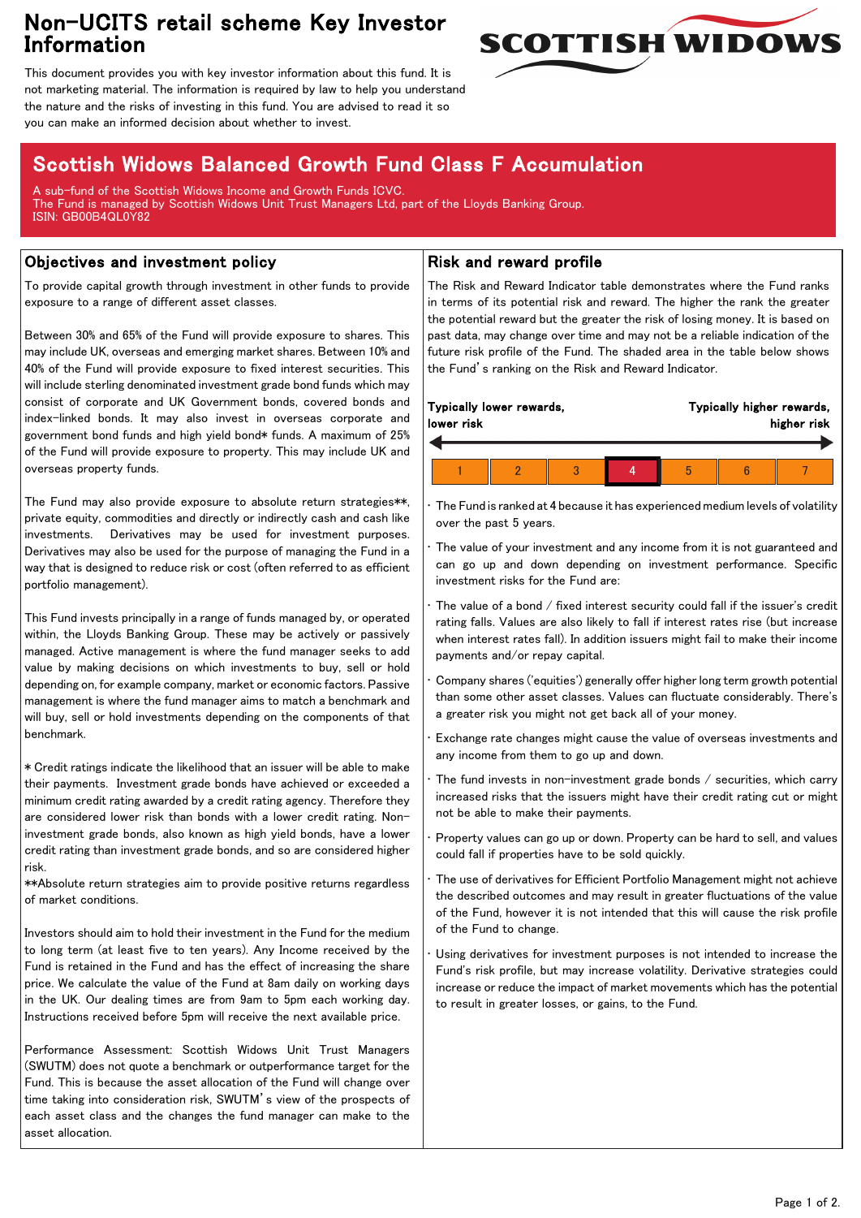# Non-UCITS retail scheme Key Investor Information

This document provides you with key investor information about this fund. It is not marketing material. The information is required by law to help you understand the nature and the risks of investing in this fund. You are advised to read it so you can make an informed decision about whether to invest.

## Scottish Widows Balanced Growth Fund Class F Accumulation

A sub-fund of the Scottish Widows Income and Growth Funds ICVC.
The Fund is managed by Scottish Widows Unit Trust Managers Ltd, part of the Lloyds Banking Group.
ISIN: GB00B4QL0Y82

### Objectives and investment policy

To provide capital growth through investment in other funds to provide exposure to a range of different asset classes.

Between 30% and 65% of the Fund will provide exposure to shares. This may include UK, overseas and emerging market shares. Between 10% and 40% of the Fund will provide exposure to fixed interest securities. This will include sterling denominated investment grade bond funds which may consist of corporate and UK Government bonds, covered bonds and index-linked bonds. It may also invest in overseas corporate and government bond funds and high yield bond* funds. A maximum of 25% of the Fund will provide exposure to property. This may include UK and overseas property funds.

The Fund may also provide exposure to absolute return strategies**, private equity, commodities and directly or indirectly cash and cash like investments. Derivatives may be used for investment purposes. Derivatives may also be used for the purpose of managing the Fund in a way that is designed to reduce risk or cost (often referred to as efficient portfolio management).

This Fund invests principally in a range of funds managed by, or operated within, the Lloyds Banking Group. These may be actively or passively managed. Active management is where the fund manager seeks to add value by making decisions on which investments to buy, sell or hold depending on, for example company, market or economic factors. Passive management is where the fund manager aims to match a benchmark and will buy, sell or hold investments depending on the components of that benchmark.

* Credit ratings indicate the likelihood that an issuer will be able to make their payments. Investment grade bonds have achieved or exceeded a minimum credit rating awarded by a credit rating agency. Therefore they are considered lower risk than bonds with a lower credit rating. Non-investment grade bonds, also known as high yield bonds, have a lower credit rating than investment grade bonds, and so are considered higher risk.
**Absolute return strategies aim to provide positive returns regardless of market conditions.

Investors should aim to hold their investment in the Fund for the medium to long term (at least five to ten years). Any Income received by the Fund is retained in the Fund and has the effect of increasing the share price. We calculate the value of the Fund at 8am daily on working days in the UK. Our dealing times are from 9am to 5pm each working day. Instructions received before 5pm will receive the next available price.

Performance Assessment: Scottish Widows Unit Trust Managers (SWUTM) does not quote a benchmark or outperformance target for the Fund. This is because the asset allocation of the Fund will change over time taking into consideration risk, SWUTM' s view of the prospects of each asset class and the changes the fund manager can make to the asset allocation.

### Risk and reward profile

The Risk and Reward Indicator table demonstrates where the Fund ranks in terms of its potential risk and reward. The higher the rank the greater the potential reward but the greater the risk of losing money. It is based on past data, may change over time and may not be a reliable indication of the future risk profile of the Fund. The shaded area in the table below shows the Fund' s ranking on the Risk and Reward Indicator.

**Typically lower rewards, lower risk** ← → **Typically higher rewards, higher risk**

| 1 | 2 | 3 | **4** | 5 | 6 | 7 |
|---|---|---|---|---|---|---|

- The Fund is ranked at 4 because it has experienced medium levels of volatility over the past 5 years.
- The value of your investment and any income from it is not guaranteed and can go up and down depending on investment performance. Specific investment risks for the Fund are:
- The value of a bond / fixed interest security could fall if the issuer's credit rating falls. Values are also likely to fall if interest rates rise (but increase when interest rates fall). In addition issuers might fail to make their income payments and/or repay capital.
- Company shares ('equities') generally offer higher long term growth potential than some other asset classes. Values can fluctuate considerably. There's a greater risk you might not get back all of your money.
- Exchange rate changes might cause the value of overseas investments and any income from them to go up and down.
- The fund invests in non-investment grade bonds / securities, which carry increased risks that the issuers might have their credit rating cut or might not be able to make their payments.
- Property values can go up or down. Property can be hard to sell, and values could fall if properties have to be sold quickly.
- The use of derivatives for Efficient Portfolio Management might not achieve the described outcomes and may result in greater fluctuations of the value of the Fund, however it is not intended that this will cause the risk profile of the Fund to change.
- Using derivatives for investment purposes is not intended to increase the Fund's risk profile, but may increase volatility. Derivative strategies could increase or reduce the impact of market movements which has the potential to result in greater losses, or gains, to the Fund.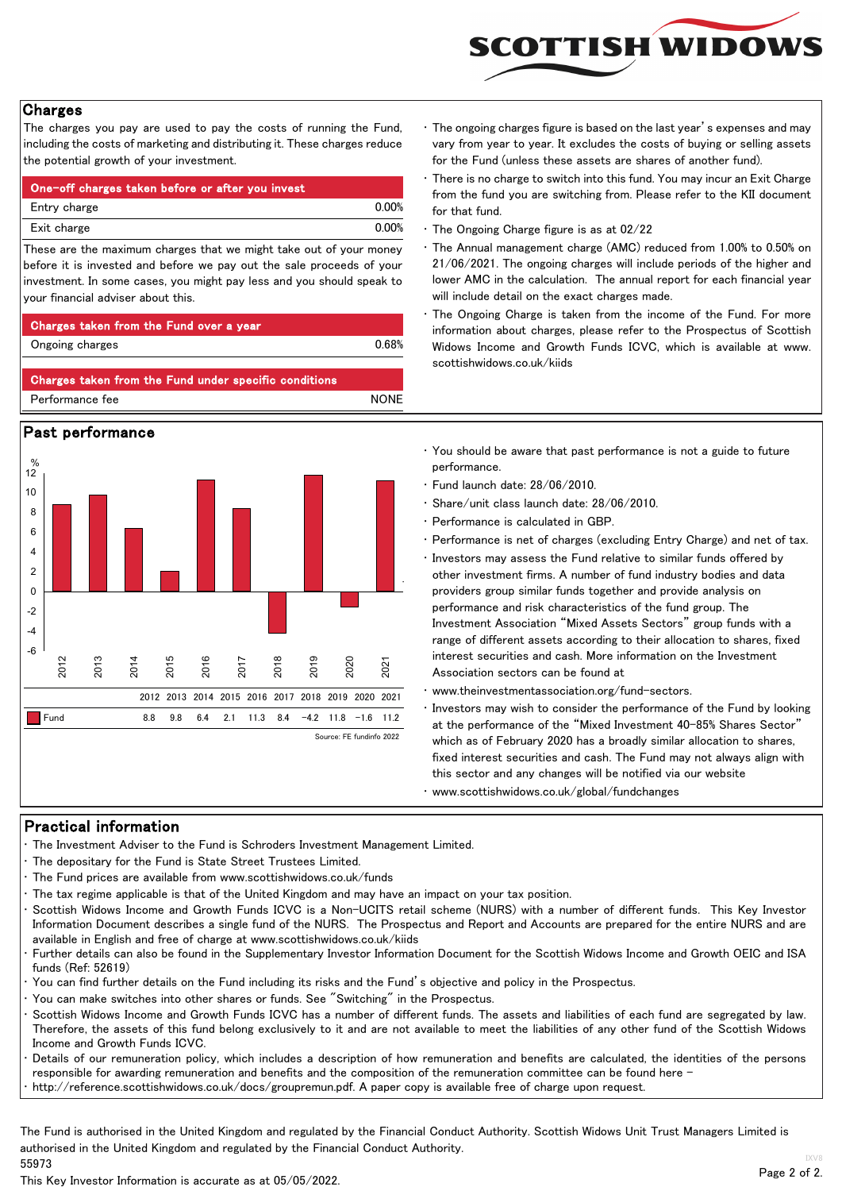## Charges

The charges you pay are used to pay the costs of running the Fund, including the costs of marketing and distributing it. These charges reduce the potential growth of your investment.

| One-off charges taken before or after you invest | |
|---|---|
| Entry charge | 0.00% |
| Exit charge | 0.00% |

These are the maximum charges that we might take out of your money before it is invested and before we pay out the sale proceeds of your investment. In some cases, you might pay less and you should speak to your financial adviser about this.

| Charges taken from the Fund over a year | |
|---|---|
| Ongoing charges | 0.68% |

| Charges taken from the Fund under specific conditions | |
|---|---|
| Performance fee | NONE |

- The ongoing charges figure is based on the last year's expenses and may vary from year to year. It excludes the costs of buying or selling assets for the Fund (unless these assets are shares of another fund).
- There is no charge to switch into this fund. You may incur an Exit Charge from the fund you are switching from. Please refer to the KII document for that fund.
- The Ongoing Charge figure is as at 02/22
- The Annual management charge (AMC) reduced from 1.00% to 0.50% on 21/06/2021. The ongoing charges will include periods of the higher and lower AMC in the calculation. The annual report for each financial year will include detail on the exact charges made.
- The Ongoing Charge is taken from the income of the Fund. For more information about charges, please refer to the Prospectus of Scottish Widows Income and Growth Funds ICVC, which is available at www.scottishwidows.co.uk/kiids

## Past performance

%
12
10
8
6
4
2
0
-2
-4
-6
2012 2013 2014 2015 2016 2017 2018 2019 2020 2021

| | 2012 | 2013 | 2014 | 2015 | 2016 | 2017 | 2018 | 2019 | 2020 | 2021 |
|---|---|---|---|---|---|---|---|---|---|---|
| Fund | 8.8 | 9.8 | 6.4 | 2.1 | 11.3 | 8.4 | −4.2 | 11.8 | −1.6 | 11.2 |

Source: FE fundinfo 2022

- You should be aware that past performance is not a guide to future performance.
- Fund launch date: 28/06/2010.
- Share/unit class launch date: 28/06/2010.
- Performance is calculated in GBP.
- Performance is net of charges (excluding Entry Charge) and net of tax.
- Investors may assess the Fund relative to similar funds offered by other investment firms. A number of fund industry bodies and data providers group similar funds together and provide analysis on performance and risk characteristics of the fund group. The Investment Association "Mixed Assets Sectors" group funds with a range of different assets according to their allocation to shares, fixed interest securities and cash. More information on the Investment Association sectors can be found at
- www.theinvestmentassociation.org/fund-sectors.
- Investors may wish to consider the performance of the Fund by looking at the performance of the "Mixed Investment 40-85% Shares Sector" which as of February 2020 has a broadly similar allocation to shares, fixed interest securities and cash. The Fund may not always align with this sector and any changes will be notified via our website
- www.scottishwidows.co.uk/global/fundchanges

## Practical information

- The Investment Adviser to the Fund is Schroders Investment Management Limited.
- The depositary for the Fund is State Street Trustees Limited.
- The Fund prices are available from www.scottishwidows.co.uk/funds
- The tax regime applicable is that of the United Kingdom and may have an impact on your tax position.
- Scottish Widows Income and Growth Funds ICVC is a Non-UCITS retail scheme (NURS) with a number of different funds. This Key Investor Information Document describes a single fund of the NURS. The Prospectus and Report and Accounts are prepared for the entire NURS and are available in English and free of charge at www.scottishwidows.co.uk/kiids
- Further details can also be found in the Supplementary Investor Information Document for the Scottish Widows Income and Growth OEIC and ISA funds (Ref: 52619)
- You can find further details on the Fund including its risks and the Fund's objective and policy in the Prospectus.
- You can make switches into other shares or funds. See "Switching" in the Prospectus.
- Scottish Widows Income and Growth Funds ICVC has a number of different funds. The assets and liabilities of each fund are segregated by law. Therefore, the assets of this fund belong exclusively to it and are not available to meet the liabilities of any other fund of the Scottish Widows Income and Growth Funds ICVC.
- Details of our remuneration policy, which includes a description of how remuneration and benefits are calculated, the identities of the persons responsible for awarding remuneration and benefits and the composition of the remuneration committee can be found here –
- http://reference.scottishwidows.co.uk/docs/grouprernun.pdf. A paper copy is available free of charge upon request.

The Fund is authorised in the United Kingdom and regulated by the Financial Conduct Authority. Scottish Widows Unit Trust Managers Limited is authorised in the United Kingdom and regulated by the Financial Conduct Authority.
55973
This Key Investor Information is accurate as at 05/05/2022.